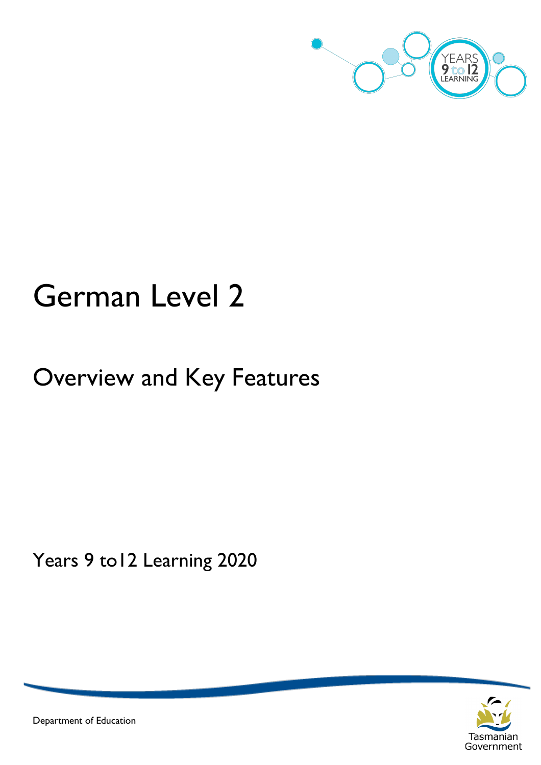# German Level 2

## Overview and Key Features

Years 9 to12 Learning 2020

Department of Education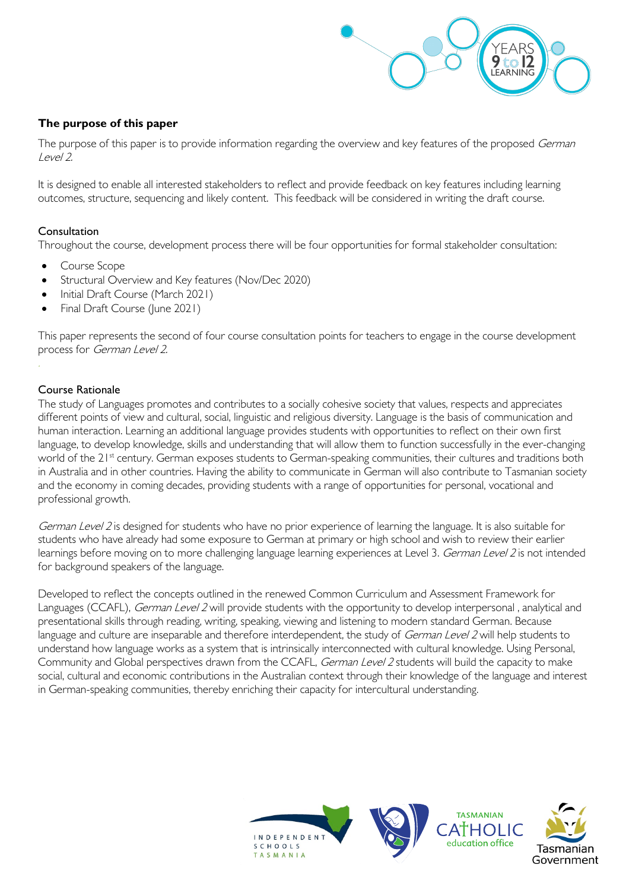## The purpose of this paper

The purpose of this paper is to provide information regarding the overview and key features of the proposed *German Level 2.*

It is designed to enable all interested stakeholders to reflect and provide feedback on key features including learning outcomes, structure, sequencing and likely content. This feedback will be considered in writing the draft course.

### Consultation

Throughout the course, development process there will be four opportunities for formal stakeholder consultation:

- Course Scope
- Structural Overview and Key features (Nov/Dec 2020)
- Initial Draft Course (March 2021)
- Final Draft Course (June 2021)

This paper represents the second of four course consultation points for teachers to engage in the course development process for *German Level 2.*

### Course Rationale

The study of Languages promotes and contributes to a socially cohesive society that values, respects and appreciates different points of view and cultural, social, linguistic and religious diversity. Language is the basis of communication and human interaction. Learning an additional language provides students with opportunities to reflect on their own first language, to develop knowledge, skills and understanding that will allow them to function successfully in the ever-changing world of the 21st century. German exposes students to German-speaking communities, their cultures and traditions both in Australia and in other countries. Having the ability to communicate in German will also contribute to Tasmanian society and the economy in coming decades, providing students with a range of opportunities for personal, vocational and professional growth.

*German Level 2* is designed for students who have no prior experience of learning the language. It is also suitable for students who have already had some exposure to German at primary or high school and wish to review their earlier learnings before moving on to more challenging language learning experiences at Level 3. *German Level 2* is not intended for background speakers of the language.

Developed to reflect the concepts outlined in the renewed Common Curriculum and Assessment Framework for Languages (CCAFL), *German Level 2* will provide students with the opportunity to develop interpersonal , analytical and presentational skills through reading, writing, speaking, viewing and listening to modern standard German. Because language and culture are inseparable and therefore interdependent, the study of *German Level 2* will help students to understand how language works as a system that is intrinsically interconnected with cultural knowledge. Using Personal, Community and Global perspectives drawn from the CCAFL, *German Level 2* students will build the capacity to make social, cultural and economic contributions in the Australian context through their knowledge of the language and interest in German-speaking communities, thereby enriching their capacity for intercultural understanding.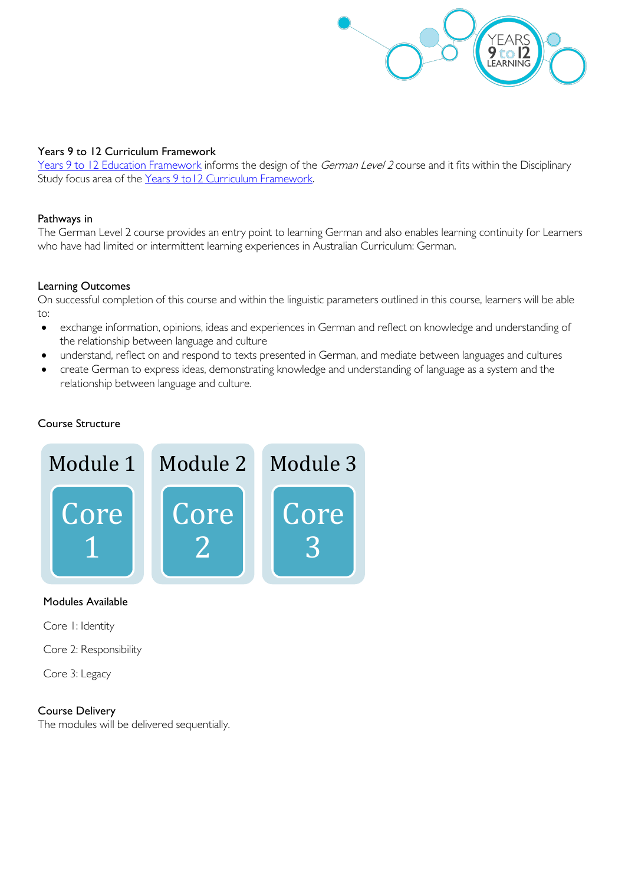## Years 9 to 12 Curriculum Framework

[Years 9 to 12 Education Framework](#) informs the design of the *German Level 2* course and it fits within the Disciplinary Study focus area of the [Years 9 to12 Curriculum Framework](#).

## Pathways in

The German Level 2 course provides an entry point to learning German and also enables learning continuity for Learners who have had limited or intermittent learning experiences in Australian Curriculum: German.

## Learning Outcomes

On successful completion of this course and within the linguistic parameters outlined in this course, learners will be able to:

- exchange information, opinions, ideas and experiences in German and reflect on knowledge and understanding of the relationship between language and culture
- understand, reflect on and respond to texts presented in German, and mediate between languages and cultures
- create German to express ideas, demonstrating knowledge and understanding of language as a system and the relationship between language and culture

## Course Structure

| Module 1 | Module 2 | Module 3 |
| --- | --- | --- |
| Core 1 | Core 2 | Core 3 |

### Modules Available

Core 1: Identity

Core 2: Responsibility

Core 3: Legacy

## Course Delivery

The modules will be delivered sequentially.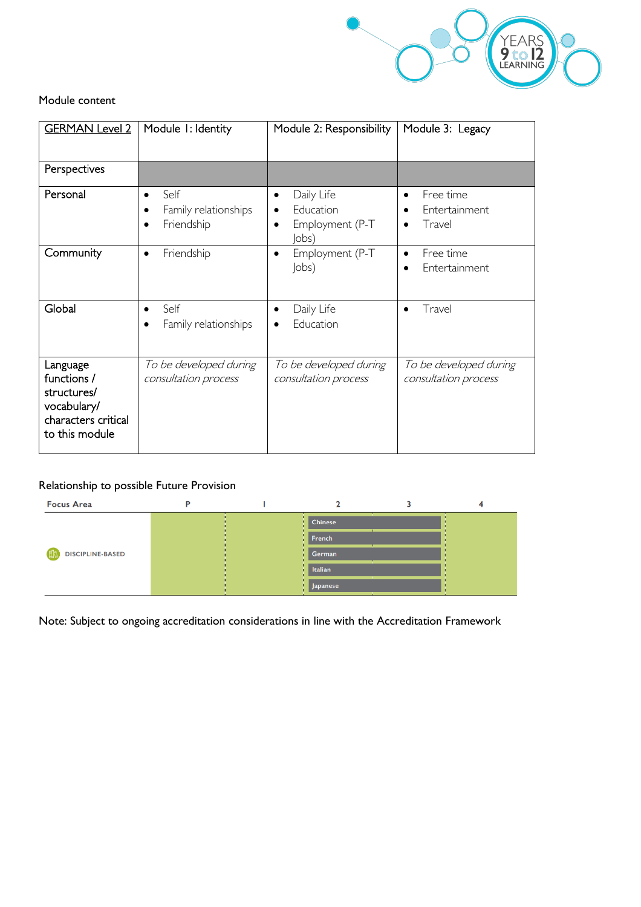Module content

| GERMAN Level 2 | Module 1: Identity | Module 2: Responsibility | Module 3: Legacy |
|---|---|---|---|
| Perspectives | | | |
| Personal | • Self<br>• Family relationships<br>• Friendship | • Daily Life<br>• Education<br>• Employment (P-T Jobs) | • Free time<br>• Entertainment<br>• Travel |
| Community | • Friendship | • Employment (P-T Jobs) | • Free time<br>• Entertainment |
| Global | • Self<br>• Family relationships | • Daily Life<br>• Education | • Travel |
| Language functions / structures/ vocabulary/ characters critical to this module | *To be developed during consultation process* | *To be developed during consultation process* | *To be developed during consultation process* |

Relationship to possible Future Provision

Focus Area
P
1
2
3
4
DISCIPLINE-BASED
Chinese
French
German
Italian
Japanese

Note: Subject to ongoing accreditation considerations in line with the Accreditation Framework